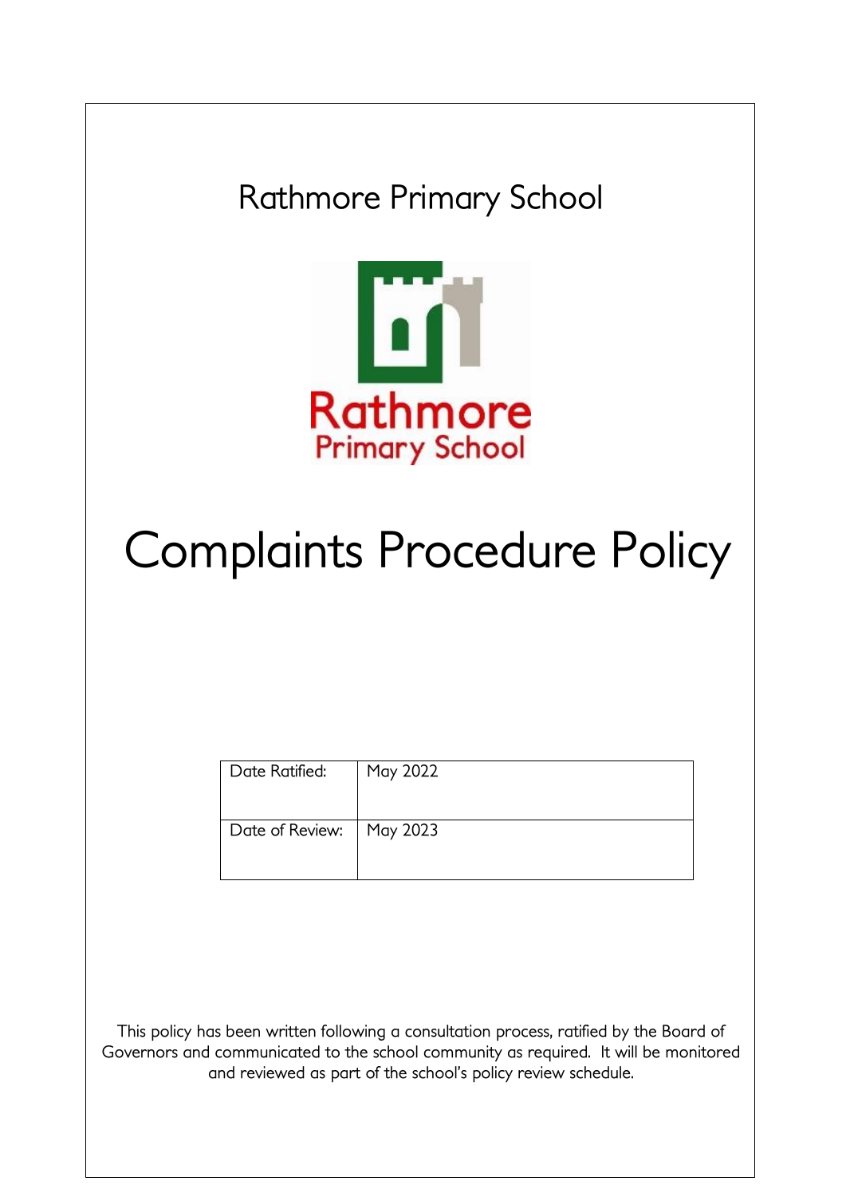Rathmore Primary School

Rathmore
Primary School

# Complaints Procedure Policy

| Date Ratified: | May 2022 |
|---|---|
| Date of Review: | May 2023 |

This policy has been written following a consultation process, ratified by the Board of Governors and communicated to the school community as required. It will be monitored and reviewed as part of the school's policy review schedule.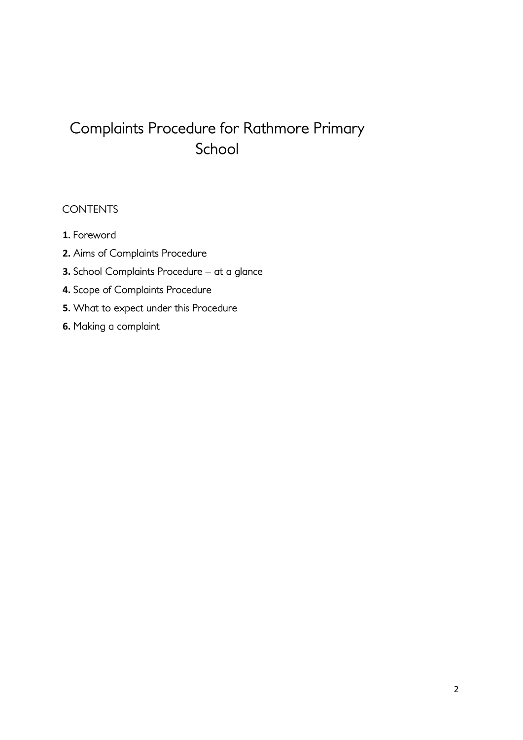# Complaints Procedure for Rathmore Primary School

CONTENTS

**1.** Foreword

**2.** Aims of Complaints Procedure

**3.** School Complaints Procedure – at a glance

**4.** Scope of Complaints Procedure

**5.** What to expect under this Procedure

**6.** Making a complaint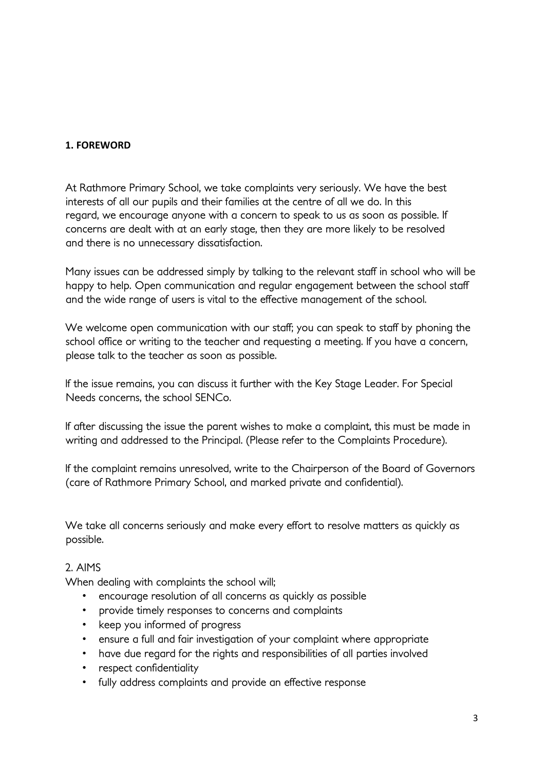## 1. FOREWORD

At Rathmore Primary School, we take complaints very seriously. We have the best interests of all our pupils and their families at the centre of all we do. In this regard, we encourage anyone with a concern to speak to us as soon as possible. If concerns are dealt with at an early stage, then they are more likely to be resolved and there is no unnecessary dissatisfaction.

Many issues can be addressed simply by talking to the relevant staff in school who will be happy to help. Open communication and regular engagement between the school staff and the wide range of users is vital to the effective management of the school.

We welcome open communication with our staff; you can speak to staff by phoning the school office or writing to the teacher and requesting a meeting. If you have a concern, please talk to the teacher as soon as possible.

If the issue remains, you can discuss it further with the Key Stage Leader. For Special Needs concerns, the school SENCo.

If after discussing the issue the parent wishes to make a complaint, this must be made in writing and addressed to the Principal. (Please refer to the Complaints Procedure).

If the complaint remains unresolved, write to the Chairperson of the Board of Governors (care of Rathmore Primary School, and marked private and confidential).

We take all concerns seriously and make every effort to resolve matters as quickly as possible.

## 2. AIMS

When dealing with complaints the school will;

- encourage resolution of all concerns as quickly as possible
- provide timely responses to concerns and complaints
- keep you informed of progress
- ensure a full and fair investigation of your complaint where appropriate
- have due regard for the rights and responsibilities of all parties involved
- respect confidentiality
- fully address complaints and provide an effective response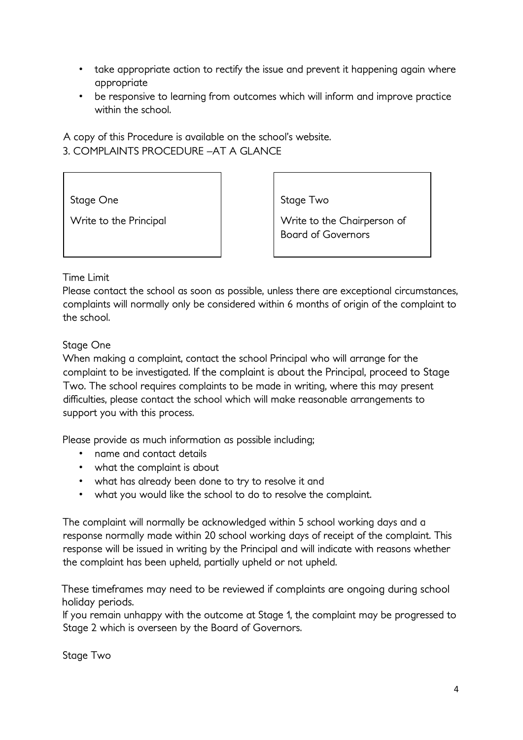- take appropriate action to rectify the issue and prevent it happening again where appropriate
- be responsive to learning from outcomes which will inform and improve practice within the school.

A copy of this Procedure is available on the school's website.

## 3. COMPLAINTS PROCEDURE –AT A GLANCE

| Stage One | Stage Two |
|---|---|
| Write to the Principal | Write to the Chairperson of Board of Governors |

Time Limit
Please contact the school as soon as possible, unless there are exceptional circumstances, complaints will normally only be considered within 6 months of origin of the complaint to the school.

Stage One
When making a complaint, contact the school Principal who will arrange for the complaint to be investigated. If the complaint is about the Principal, proceed to Stage Two. The school requires complaints to be made in writing, where this may present difficulties, please contact the school which will make reasonable arrangements to support you with this process.

Please provide as much information as possible including;

- name and contact details
- what the complaint is about
- what has already been done to try to resolve it and
- what you would like the school to do to resolve the complaint.

The complaint will normally be acknowledged within 5 school working days and a response normally made within 20 school working days of receipt of the complaint. This response will be issued in writing by the Principal and will indicate with reasons whether the complaint has been upheld, partially upheld or not upheld.

These timeframes may need to be reviewed if complaints are ongoing during school holiday periods.
If you remain unhappy with the outcome at Stage 1, the complaint may be progressed to Stage 2 which is overseen by the Board of Governors.

Stage Two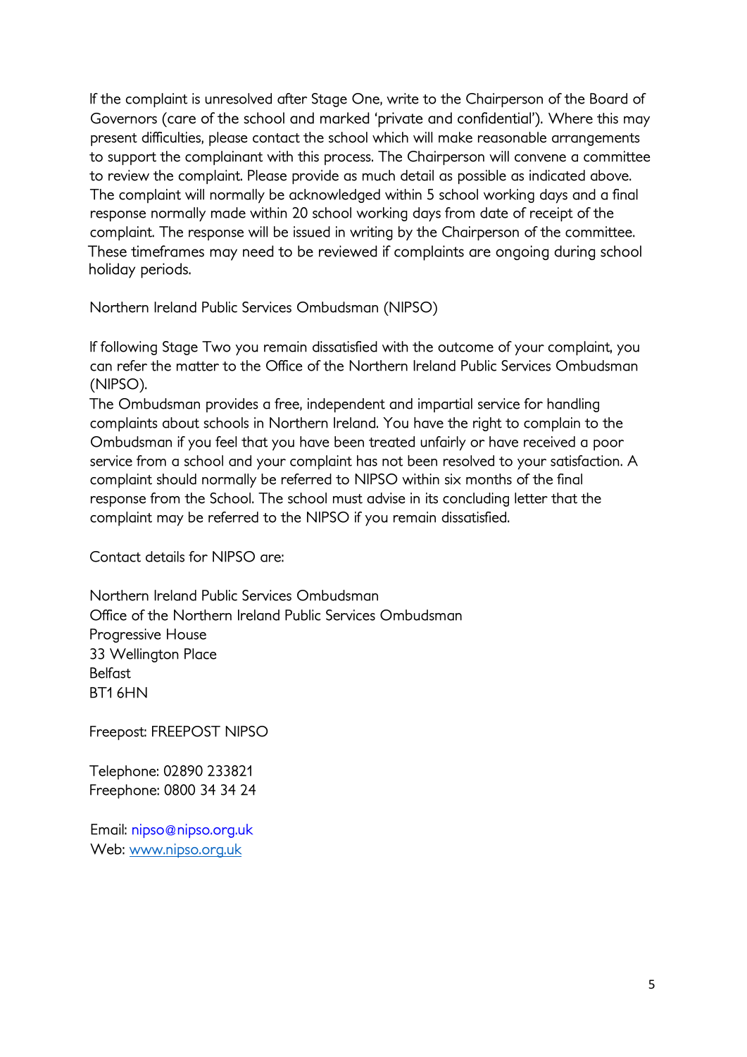If the complaint is unresolved after Stage One, write to the Chairperson of the Board of Governors (care of the school and marked 'private and confidential'). Where this may present difficulties, please contact the school which will make reasonable arrangements to support the complainant with this process. The Chairperson will convene a committee to review the complaint. Please provide as much detail as possible as indicated above. The complaint will normally be acknowledged within 5 school working days and a final response normally made within 20 school working days from date of receipt of the complaint. The response will be issued in writing by the Chairperson of the committee. These timeframes may need to be reviewed if complaints are ongoing during school holiday periods.

Northern Ireland Public Services Ombudsman (NIPSO)

If following Stage Two you remain dissatisfied with the outcome of your complaint, you can refer the matter to the Office of the Northern Ireland Public Services Ombudsman (NIPSO).
The Ombudsman provides a free, independent and impartial service for handling complaints about schools in Northern Ireland. You have the right to complain to the Ombudsman if you feel that you have been treated unfairly or have received a poor service from a school and your complaint has not been resolved to your satisfaction. A complaint should normally be referred to NIPSO within six months of the final response from the School. The school must advise in its concluding letter that the complaint may be referred to the NIPSO if you remain dissatisfied.

Contact details for NIPSO are:

Northern Ireland Public Services Ombudsman
Office of the Northern Ireland Public Services Ombudsman
Progressive House
33 Wellington Place
Belfast
BT1 6HN

Freepost: FREEPOST NIPSO

Telephone: 02890 233821
Freephone: 0800 34 34 24

Email: nipso@nipso.org.uk
Web: www.nipso.org.uk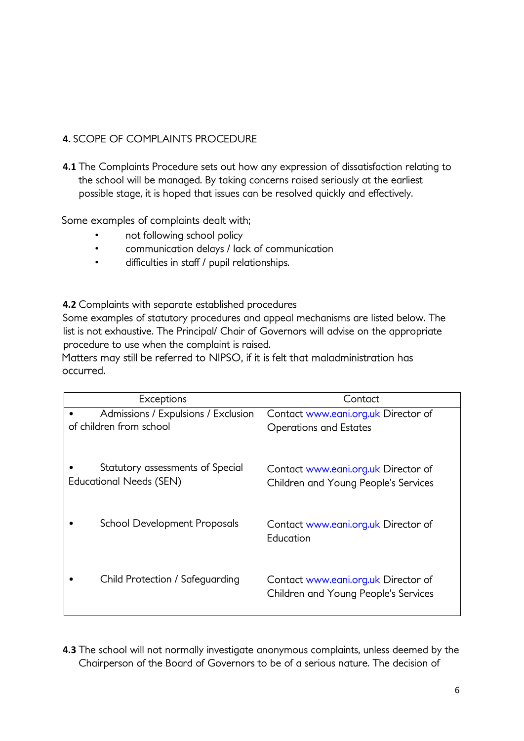## **4.** SCOPE OF COMPLAINTS PROCEDURE

**4.1** The Complaints Procedure sets out how any expression of dissatisfaction relating to the school will be managed. By taking concerns raised seriously at the earliest possible stage, it is hoped that issues can be resolved quickly and effectively.

Some examples of complaints dealt with;

- not following school policy
- communication delays / lack of communication
- difficulties in staff / pupil relationships.

**4.2** Complaints with separate established procedures
Some examples of statutory procedures and appeal mechanisms are listed below. The list is not exhaustive. The Principal/ Chair of Governors will advise on the appropriate procedure to use when the complaint is raised.
Matters may still be referred to NIPSO, if it is felt that maladministration has occurred.

| Exceptions | Contact |
|---|---|
| • Admissions / Expulsions / Exclusion of children from school | Contact www.eani.org.uk Director of Operations and Estates |
| • Statutory assessments of Special Educational Needs (SEN) | Contact www.eani.org.uk Director of Children and Young People's Services |
| • School Development Proposals | Contact www.eani.org.uk Director of Education |
| • Child Protection / Safeguarding | Contact www.eani.org.uk Director of Children and Young People's Services |

**4.3** The school will not normally investigate anonymous complaints, unless deemed by the Chairperson of the Board of Governors to be of a serious nature. The decision of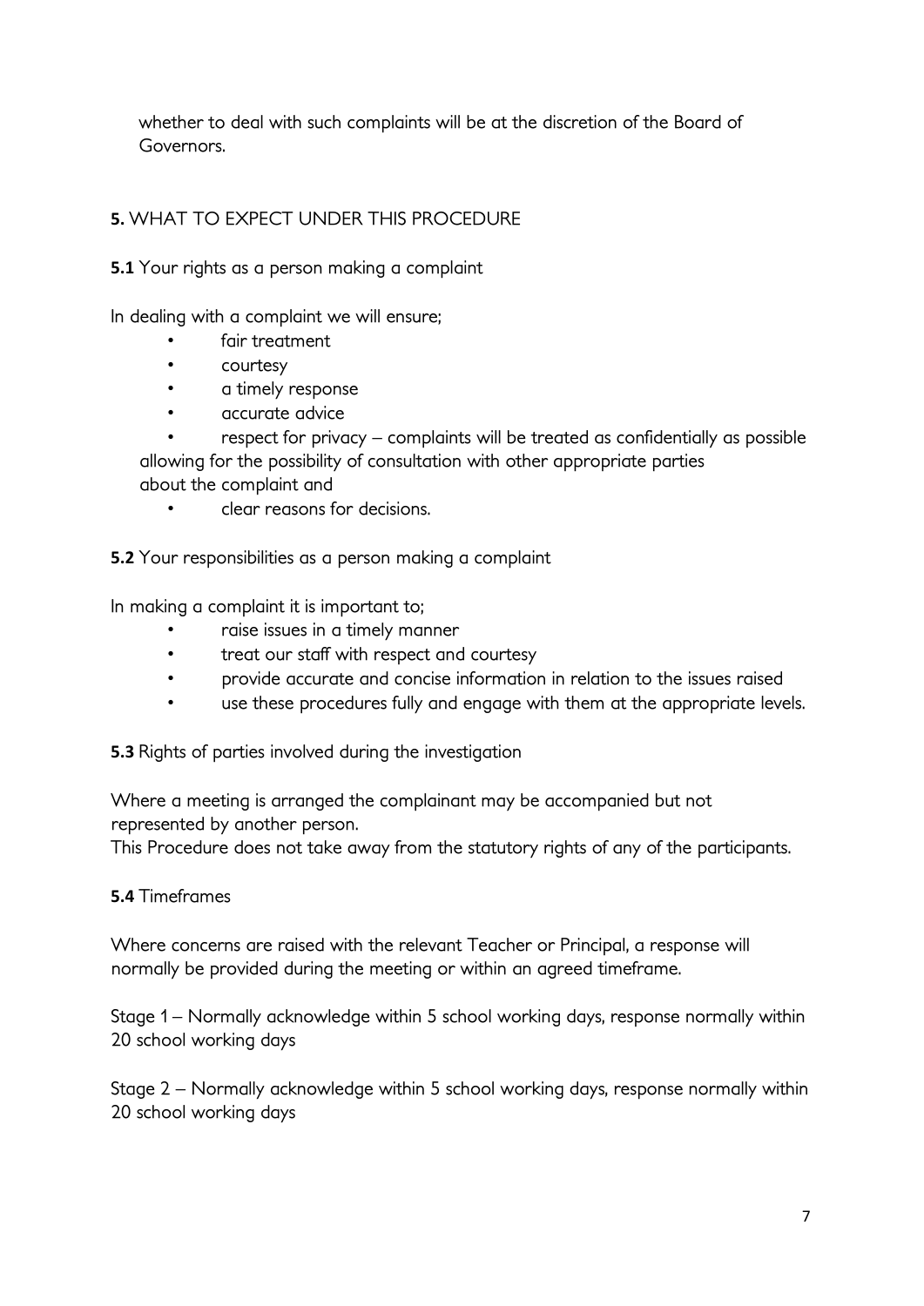whether to deal with such complaints will be at the discretion of the Board of Governors.

## **5.** WHAT TO EXPECT UNDER THIS PROCEDURE

**5.1** Your rights as a person making a complaint

In dealing with a complaint we will ensure;

- fair treatment
- courtesy
- a timely response
- accurate advice
- respect for privacy – complaints will be treated as confidentially as possible allowing for the possibility of consultation with other appropriate parties about the complaint and
- clear reasons for decisions.

**5.2** Your responsibilities as a person making a complaint

In making a complaint it is important to;

- raise issues in a timely manner
- treat our staff with respect and courtesy
- provide accurate and concise information in relation to the issues raised
- use these procedures fully and engage with them at the appropriate levels.

**5.3** Rights of parties involved during the investigation

Where a meeting is arranged the complainant may be accompanied but not represented by another person.
This Procedure does not take away from the statutory rights of any of the participants.

**5.4** Timeframes

Where concerns are raised with the relevant Teacher or Principal, a response will normally be provided during the meeting or within an agreed timeframe.

Stage 1 – Normally acknowledge within 5 school working days, response normally within 20 school working days

Stage 2 – Normally acknowledge within 5 school working days, response normally within 20 school working days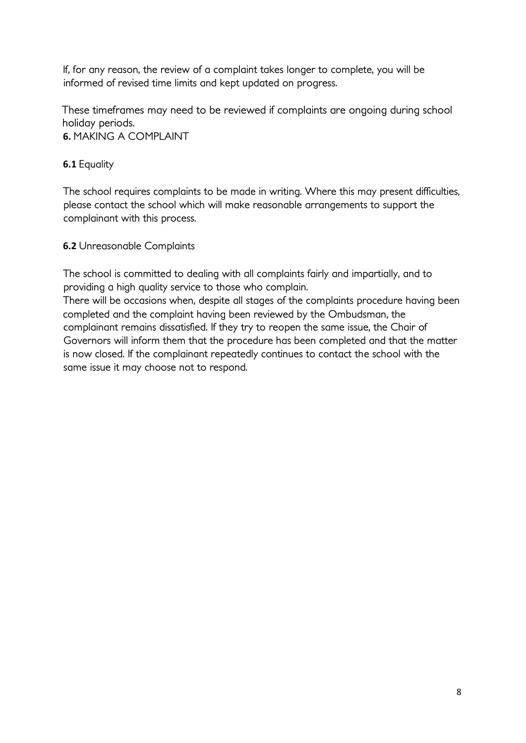If, for any reason, the review of a complaint takes longer to complete, you will be informed of revised time limits and kept updated on progress.

These timeframes may need to be reviewed if complaints are ongoing during school holiday periods.

## 6. MAKING A COMPLAINT

### 6.1 Equality

The school requires complaints to be made in writing. Where this may present difficulties, please contact the school which will make reasonable arrangements to support the complainant with this process.

### 6.2 Unreasonable Complaints

The school is committed to dealing with all complaints fairly and impartially, and to providing a high quality service to those who complain.

There will be occasions when, despite all stages of the complaints procedure having been completed and the complaint having been reviewed by the Ombudsman, the complainant remains dissatisfied. If they try to reopen the same issue, the Chair of Governors will inform them that the procedure has been completed and that the matter is now closed. If the complainant repeatedly continues to contact the school with the same issue it may choose not to respond.